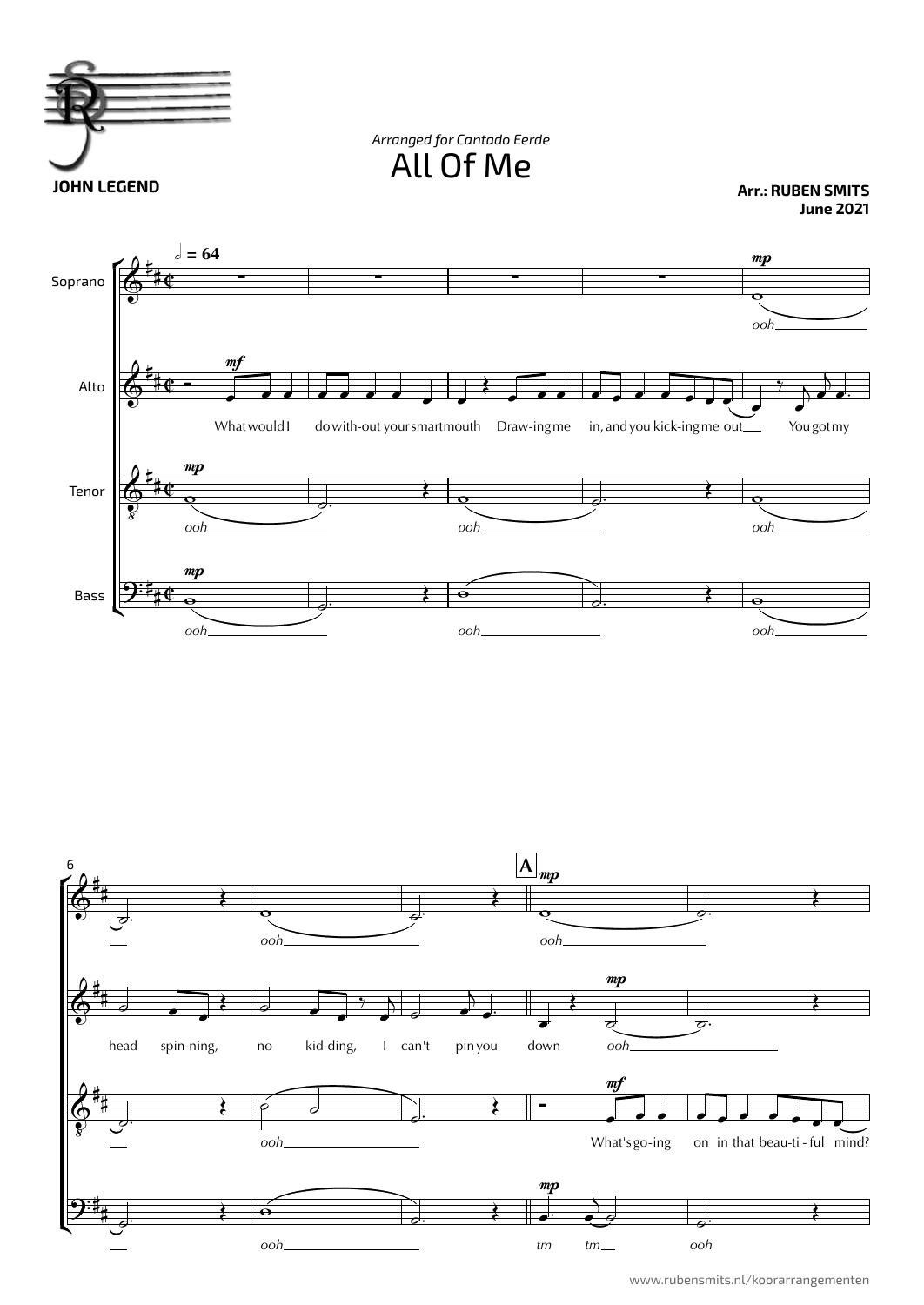*Arranged for Cantado Eerde*

# All Of Me

**JOHN LEGEND**

**Arr.: RUBEN SMITS**
**June 2021**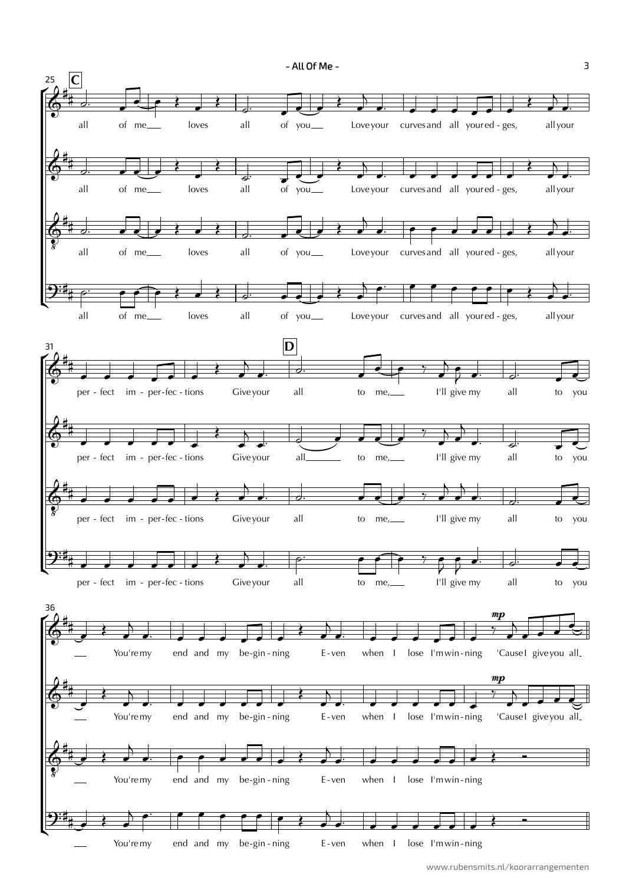- All Of Me -

**C**

all of me loves all of you Love your curves and all your ed - ges, all your

per - fect im - per-fec - tions Give your all

**D**

to me, I'll give my all to you

You're my end and my be-gin - ning E - ven when I lose I'm win - ning 'Cause I give you all

*mp*

www.rubensmits.nl/koorarrangementen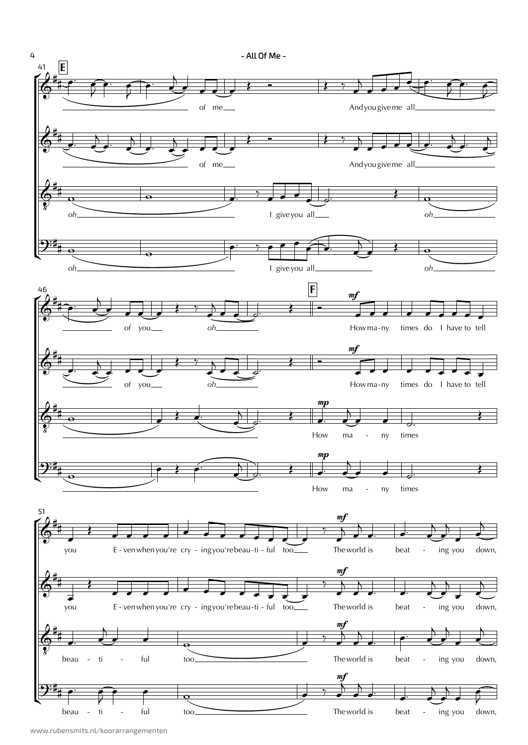**E**

of me

And you give me all

oh

I give you all

of you

oh

**F**

*mf*

How ma-ny times do I have to tell you

*mp*

How ma - ny times

E - ven when you're cry - ing you're beau - ti - ful too

beau - ti - ful too

*mf*

The world is beat - ing you down,